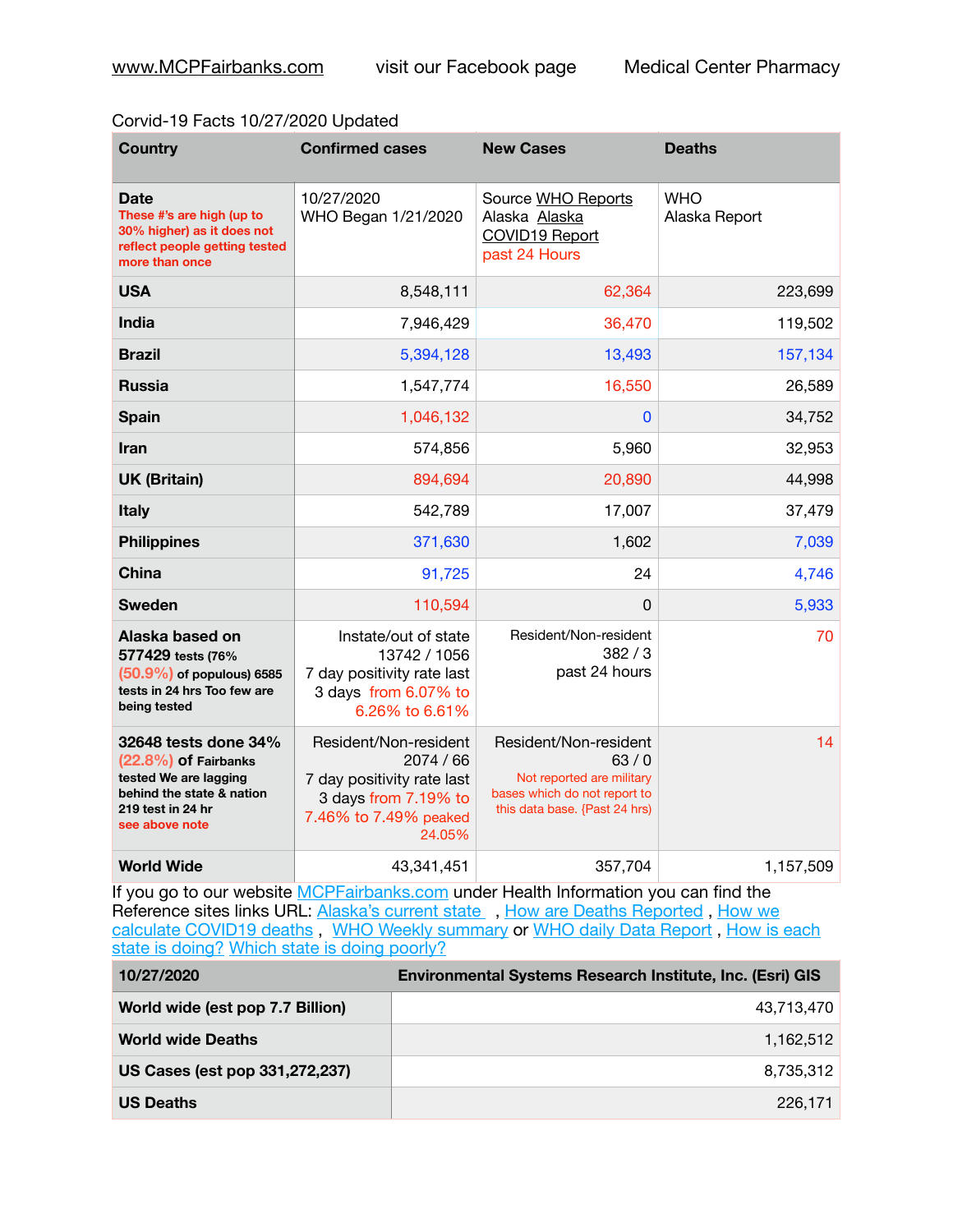www.MCPFairbanks.com visit our Facebook page Medical Center Pharmacy

Corvid-19 Facts 10/27/2020 Updated

| Country | Confirmed cases | New Cases | Deaths |
|---|---|---|---|
| **Date** These #'s are high (up to 30% higher) as it does not reflect people getting tested more than once | 10/27/2020 WHO Began 1/21/2020 | Source WHO Reports Alaska Alaska COVID19 Report past 24 Hours | WHO Alaska Report |
| **USA** | 8,548,111 | 62,364 | 223,699 |
| **India** | 7,946,429 | 36,470 | 119,502 |
| **Brazil** | 5,394,128 | 13,493 | 157,134 |
| **Russia** | 1,547,774 | 16,550 | 26,589 |
| **Spain** | 1,046,132 | 0 | 34,752 |
| **Iran** | 574,856 | 5,960 | 32,953 |
| **UK (Britain)** | 894,694 | 20,890 | 44,998 |
| **Italy** | 542,789 | 17,007 | 37,479 |
| **Philippines** | 371,630 | 1,602 | 7,039 |
| **China** | 91,725 | 24 | 4,746 |
| **Sweden** | 110,594 | 0 | 5,933 |
| **Alaska based on 577429** tests (76% (50.9%) of populous) 6585 tests in 24 hrs Too few are being tested | Instate/out of state 13742 / 1056 7 day positivity rate last 3 days from 6.07% to 6.26% to 6.61% | Resident/Non-resident 382 / 3 past 24 hours | 70 |
| **32648 tests done 34% (22.8%) of Fairbanks** tested We are lagging behind the state & nation 219 test in 24 hr see above note | Resident/Non-resident 2074 / 66 7 day positivity rate last 3 days from 7.19% to 7.46% to 7.49% peaked 24.05% | Resident/Non-resident 63 / 0 Not reported are military bases which do not report to this data base. {Past 24 hrs) | 14 |
| **World Wide** | 43,341,451 | 357,704 | 1,157,509 |

If you go to our website MCPFairbanks.com under Health Information you can find the Reference sites links URL: Alaska's current state , How are Deaths Reported , How we calculate COVID19 deaths , WHO Weekly summary or WHO daily Data Report , How is each state is doing? Which state is doing poorly?

| 10/27/2020 | Environmental Systems Research Institute, Inc. (Esri) GIS |
|---|---|
| **World wide (est pop 7.7 Billion)** | 43,713,470 |
| **World wide Deaths** | 1,162,512 |
| **US Cases (est pop 331,272,237)** | 8,735,312 |
| **US Deaths** | 226,171 |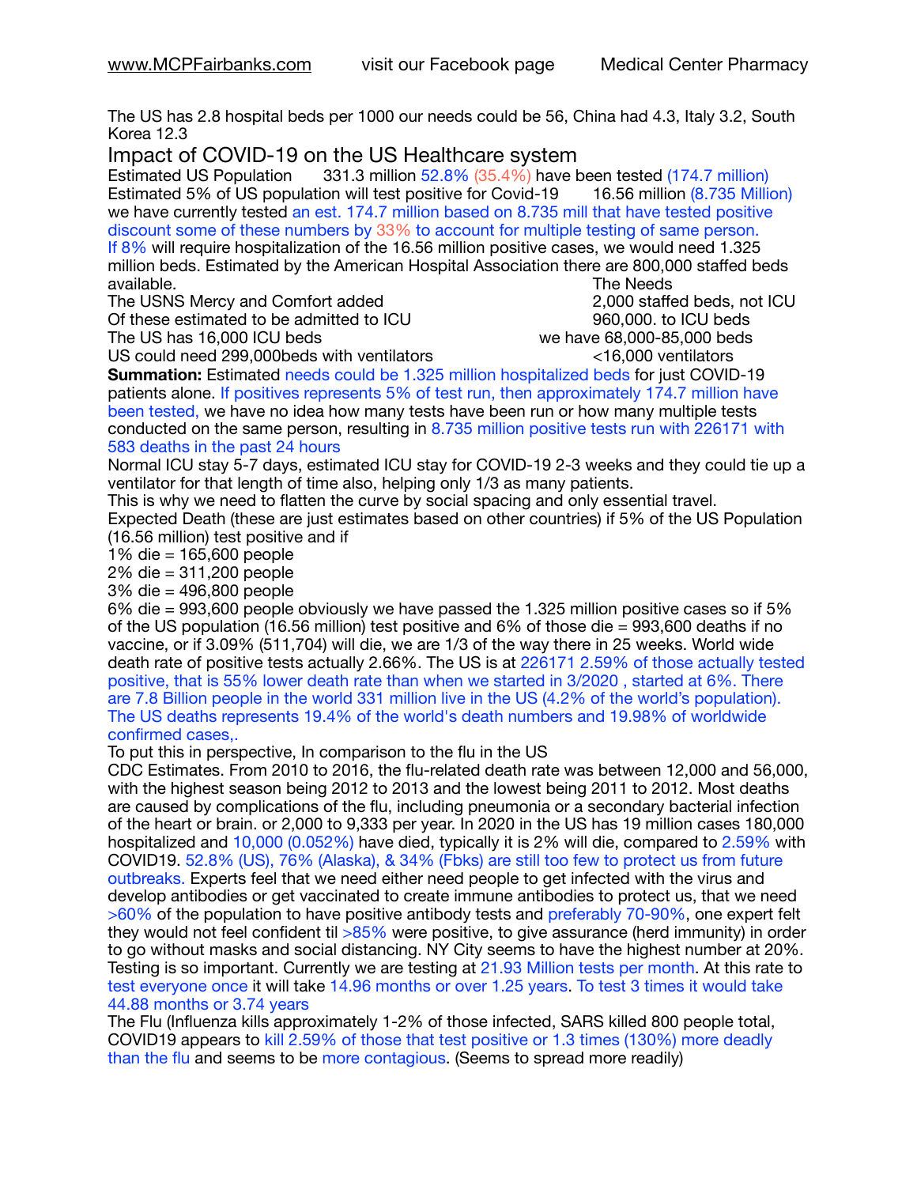The US has 2.8 hospital beds per 1000 our needs could be 56, China had 4.3, Italy 3.2, South Korea 12.3

## Impact of COVID-19 on the US Healthcare system

Estimated US Population 331.3 million 52.8% (35.4%) have been tested (174.7 million)
Estimated 5% of US population will test positive for Covid-19 16.56 million (8.735 Million)
we have currently tested an est. 174.7 million based on 8.735 mill that have tested positive discount some of these numbers by 33% to account for multiple testing of same person.
If 8% will require hospitalization of the 16.56 million positive cases, we would need 1.325 million beds. Estimated by the American Hospital Association there are 800,000 staffed beds available.

| | The Needs |
|---|---|
| The USNS Mercy and Comfort added | 2,000 staffed beds, not ICU |
| Of these estimated to be admitted to ICU | 960,000. to ICU beds |
| The US has 16,000 ICU beds | we have 68,000-85,000 beds |
| US could need 299,000beds with ventilators | <16,000 ventilators |

**Summation:** Estimated needs could be 1.325 million hospitalized beds for just COVID-19 patients alone. If positives represents 5% of test run, then approximately 174.7 million have been tested, we have no idea how many tests have been run or how many multiple tests conducted on the same person, resulting in 8.735 million positive tests run with 226171 with 583 deaths in the past 24 hours

Normal ICU stay 5-7 days, estimated ICU stay for COVID-19 2-3 weeks and they could tie up a ventilator for that length of time also, helping only 1/3 as many patients.
This is why we need to flatten the curve by social spacing and only essential travel.
Expected Death (these are just estimates based on other countries) if 5% of the US Population (16.56 million) test positive and if

1% die = 165,600 people
2% die = 311,200 people
3% die = 496,800 people
6% die = 993,600 people obviously we have passed the 1.325 million positive cases so if 5% of the US population (16.56 million) test positive and 6% of those die = 993,600 deaths if no vaccine, or if 3.09% (511,704) will die, we are 1/3 of the way there in 25 weeks. World wide death rate of positive tests actually 2.66%. The US is at 226171 2.59% of those actually tested positive, that is 55% lower death rate than when we started in 3/2020 , started at 6%. There are 7.8 Billion people in the world 331 million live in the US (4.2% of the world's population). The US deaths represents 19.4% of the world's death numbers and 19.98% of worldwide confirmed cases,.

To put this in perspective, In comparison to the flu in the US
CDC Estimates. From 2010 to 2016, the flu-related death rate was between 12,000 and 56,000, with the highest season being 2012 to 2013 and the lowest being 2011 to 2012. Most deaths are caused by complications of the flu, including pneumonia or a secondary bacterial infection of the heart or brain. or 2,000 to 9,333 per year. In 2020 in the US has 19 million cases 180,000 hospitalized and 10,000 (0.052%) have died, typically it is 2% will die, compared to 2.59% with COVID19. 52.8% (US), 76% (Alaska), & 34% (Fbks) are still too few to protect us from future outbreaks. Experts feel that we need either need people to get infected with the virus and develop antibodies or get vaccinated to create immune antibodies to protect us, that we need >60% of the population to have positive antibody tests and preferably 70-90%, one expert felt they would not feel confident til >85% were positive, to give assurance (herd immunity) in order to go without masks and social distancing. NY City seems to have the highest number at 20%. Testing is so important. Currently we are testing at 21.93 Million tests per month. At this rate to test everyone once it will take 14.96 months or over 1.25 years. To test 3 times it would take 44.88 months or 3.74 years

The Flu (Influenza kills approximately 1-2% of those infected, SARS killed 800 people total, COVID19 appears to kill 2.59% of those that test positive or 1.3 times (130%) more deadly than the flu and seems to be more contagious. (Seems to spread more readily)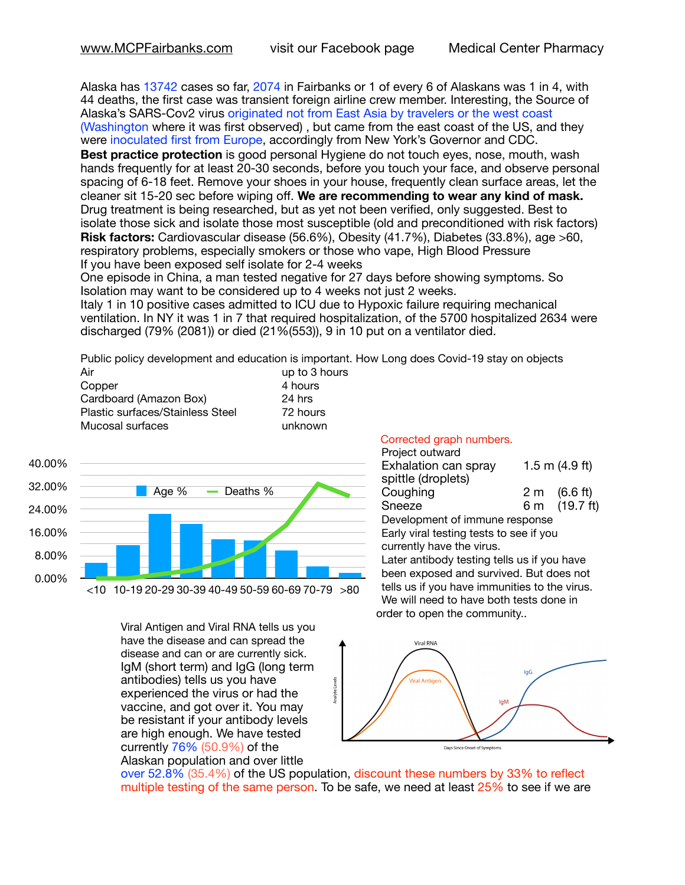www.MCPFairbanks.com visit our Facebook page Medical Center Pharmacy

Alaska has 13742 cases so far, 2074 in Fairbanks or 1 of every 6 of Alaskans was 1 in 4, with 44 deaths, the first case was transient foreign airline crew member. Interesting, the Source of Alaska's SARS-Cov2 virus originated not from East Asia by travelers or the west coast (Washington where it was first observed) , but came from the east coast of the US, and they were inoculated first from Europe, accordingly from New York's Governor and CDC.

**Best practice protection** is good personal Hygiene do not touch eyes, nose, mouth, wash hands frequently for at least 20-30 seconds, before you touch your face, and observe personal spacing of 6-18 feet. Remove your shoes in your house, frequently clean surface areas, let the cleaner sit 15-20 sec before wiping off. **We are recommending to wear any kind of mask.** Drug treatment is being researched, but as yet not been verified, only suggested. Best to isolate those sick and isolate those most susceptible (old and preconditioned with risk factors)

**Risk factors:** Cardiovascular disease (56.6%), Obesity (41.7%), Diabetes (33.8%), age >60, respiratory problems, especially smokers or those who vape, High Blood Pressure

If you have been exposed self isolate for 2-4 weeks

One episode in China, a man tested negative for 27 days before showing symptoms. So Isolation may want to be considered up to 4 weeks not just 2 weeks.

Italy 1 in 10 positive cases admitted to ICU due to Hypoxic failure requiring mechanical ventilation. In NY it was 1 in 7 that required hospitalization, of the 5700 hospitalized 2634 were discharged (79% (2081)) or died (21%(553)), 9 in 10 put on a ventilator died.

Public policy development and education is important. How Long does Covid-19 stay on objects

| | |
|---|---|
| Air | up to 3 hours |
| Copper | 4 hours |
| Cardboard (Amazon Box) | 24 hrs |
| Plastic surfaces/Stainless Steel | 72 hours |
| Mucosal surfaces | unknown |

Corrected graph numbers.

Project outward

| | |
|---|---|
| Exhalation can spray spittle (droplets) | 1.5 m (4.9 ft) |
| Coughing | 2 m (6.6 ft) |
| Sneeze | 6 m (19.7 ft) |

Development of immune response

Early viral testing tests to see if you currently have the virus.

Later antibody testing tells us if you have been exposed and survived. But does not tells us if you have immunities to the virus. We will need to have both tests done in order to open the community..

Viral Antigen and Viral RNA tells us you have the disease and can spread the disease and can or are currently sick. IgM (short term) and IgG (long term antibodies) tells us you have experienced the virus or had the vaccine, and got over it. You may be resistant if your antibody levels are high enough. We have tested currently 76% (50.9%) of the Alaskan population and over little over 52.8% (35.4%) of the US population, discount these numbers by 33% to reflect multiple testing of the same person. To be safe, we need at least 25% to see if we are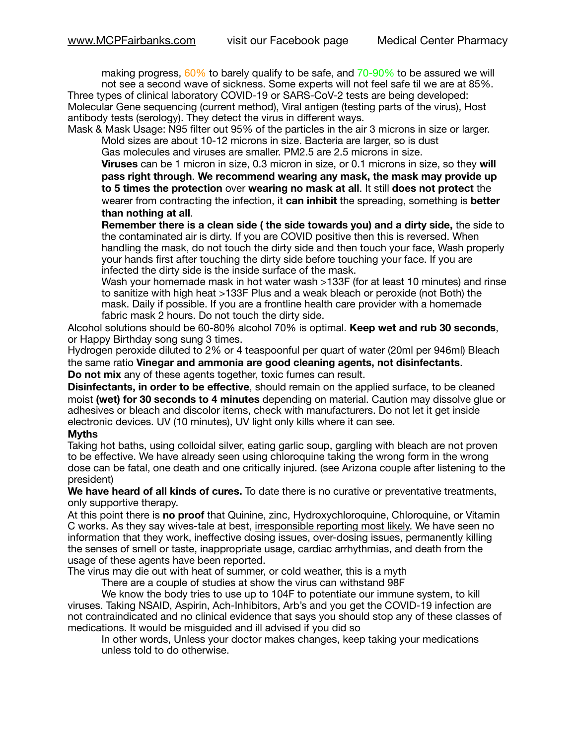making progress, 60% to barely qualify to be safe, and 70-90% to be assured we will not see a second wave of sickness. Some experts will not feel safe til we are at 85%.

Three types of clinical laboratory COVID-19 or SARS-CoV-2 tests are being developed: Molecular Gene sequencing (current method), Viral antigen (testing parts of the virus), Host antibody tests (serology). They detect the virus in different ways.

Mask & Mask Usage: N95 filter out 95% of the particles in the air 3 microns in size or larger.

Mold sizes are about 10-12 microns in size. Bacteria are larger, so is dust

Gas molecules and viruses are smaller. PM2.5 are 2.5 microns in size.

**Viruses** can be 1 micron in size, 0.3 micron in size, or 0.1 microns in size, so they **will pass right through**. **We recommend wearing any mask, the mask may provide up to 5 times the protection** over **wearing no mask at all**. It still **does not protect** the wearer from contracting the infection, it **can inhibit** the spreading, something is **better than nothing at all**.

**Remember there is a clean side ( the side towards you) and a dirty side,** the side to the contaminated air is dirty. If you are COVID positive then this is reversed. When handling the mask, do not touch the dirty side and then touch your face, Wash properly your hands first after touching the dirty side before touching your face. If you are infected the dirty side is the inside surface of the mask.

Wash your homemade mask in hot water wash >133F (for at least 10 minutes) and rinse to sanitize with high heat >133F Plus and a weak bleach or peroxide (not Both) the mask. Daily if possible. If you are a frontline health care provider with a homemade fabric mask 2 hours. Do not touch the dirty side.

Alcohol solutions should be 60-80% alcohol 70% is optimal. **Keep wet and rub 30 seconds**, or Happy Birthday song sung 3 times.

Hydrogen peroxide diluted to 2% or 4 teaspoonful per quart of water (20ml per 946ml) Bleach the same ratio **Vinegar and ammonia are good cleaning agents, not disinfectants**.

**Do not mix** any of these agents together, toxic fumes can result.

**Disinfectants, in order to be effective**, should remain on the applied surface, to be cleaned moist **(wet) for 30 seconds to 4 minutes** depending on material. Caution may dissolve glue or adhesives or bleach and discolor items, check with manufacturers. Do not let it get inside electronic devices. UV (10 minutes), UV light only kills where it can see.

**Myths**

Taking hot baths, using colloidal silver, eating garlic soup, gargling with bleach are not proven to be effective. We have already seen using chloroquine taking the wrong form in the wrong dose can be fatal, one death and one critically injured. (see Arizona couple after listening to the president)

**We have heard of all kinds of cures.** To date there is no curative or preventative treatments, only supportive therapy.

At this point there is **no proof** that Quinine, zinc, Hydroxychloroquine, Chloroquine, or Vitamin C works. As they say wives-tale at best, irresponsible reporting most likely. We have seen no information that they work, ineffective dosing issues, over-dosing issues, permanently killing the senses of smell or taste, inappropriate usage, cardiac arrhythmias, and death from the usage of these agents have been reported.

The virus may die out with heat of summer, or cold weather, this is a myth

There are a couple of studies at show the virus can withstand 98F

We know the body tries to use up to 104F to potentiate our immune system, to kill viruses. Taking NSAID, Aspirin, Ach-Inhibitors, Arb's and you get the COVID-19 infection are not contraindicated and no clinical evidence that says you should stop any of these classes of medications. It would be misguided and ill advised if you did so

In other words, Unless your doctor makes changes, keep taking your medications unless told to do otherwise.